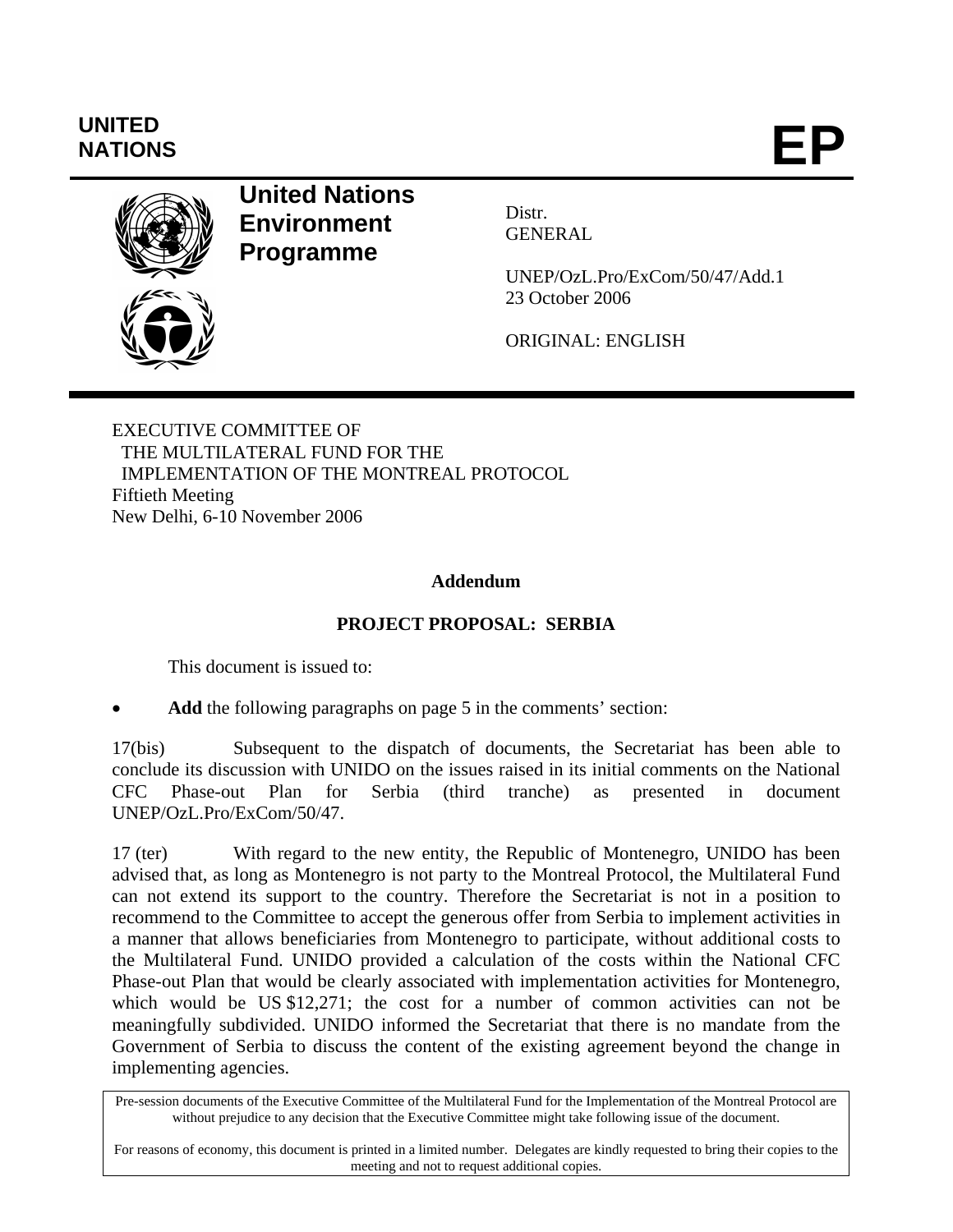UNITED NATIONS

# EP

**United Nations Environment Programme**

Distr.
GENERAL

UNEP/OzL.Pro/ExCom/50/47/Add.1
23 October 2006

ORIGINAL: ENGLISH

EXECUTIVE COMMITTEE OF
THE MULTILATERAL FUND FOR THE
IMPLEMENTATION OF THE MONTREAL PROTOCOL
Fiftieth Meeting
New Delhi, 6-10 November 2006

**Addendum**

**PROJECT PROPOSAL: SERBIA**

This document is issued to:

- **Add** the following paragraphs on page 5 in the comments' section:

17(bis) Subsequent to the dispatch of documents, the Secretariat has been able to conclude its discussion with UNIDO on the issues raised in its initial comments on the National CFC Phase-out Plan for Serbia (third tranche) as presented in document UNEP/OzL.Pro/ExCom/50/47.

17 (ter) With regard to the new entity, the Republic of Montenegro, UNIDO has been advised that, as long as Montenegro is not party to the Montreal Protocol, the Multilateral Fund can not extend its support to the country. Therefore the Secretariat is not in a position to recommend to the Committee to accept the generous offer from Serbia to implement activities in a manner that allows beneficiaries from Montenegro to participate, without additional costs to the Multilateral Fund. UNIDO provided a calculation of the costs within the National CFC Phase-out Plan that would be clearly associated with implementation activities for Montenegro, which would be US $12,271; the cost for a number of common activities can not be meaningfully subdivided. UNIDO informed the Secretariat that there is no mandate from the Government of Serbia to discuss the content of the existing agreement beyond the change in implementing agencies.

Pre-session documents of the Executive Committee of the Multilateral Fund for the Implementation of the Montreal Protocol are without prejudice to any decision that the Executive Committee might take following issue of the document.

For reasons of economy, this document is printed in a limited number. Delegates are kindly requested to bring their copies to the meeting and not to request additional copies.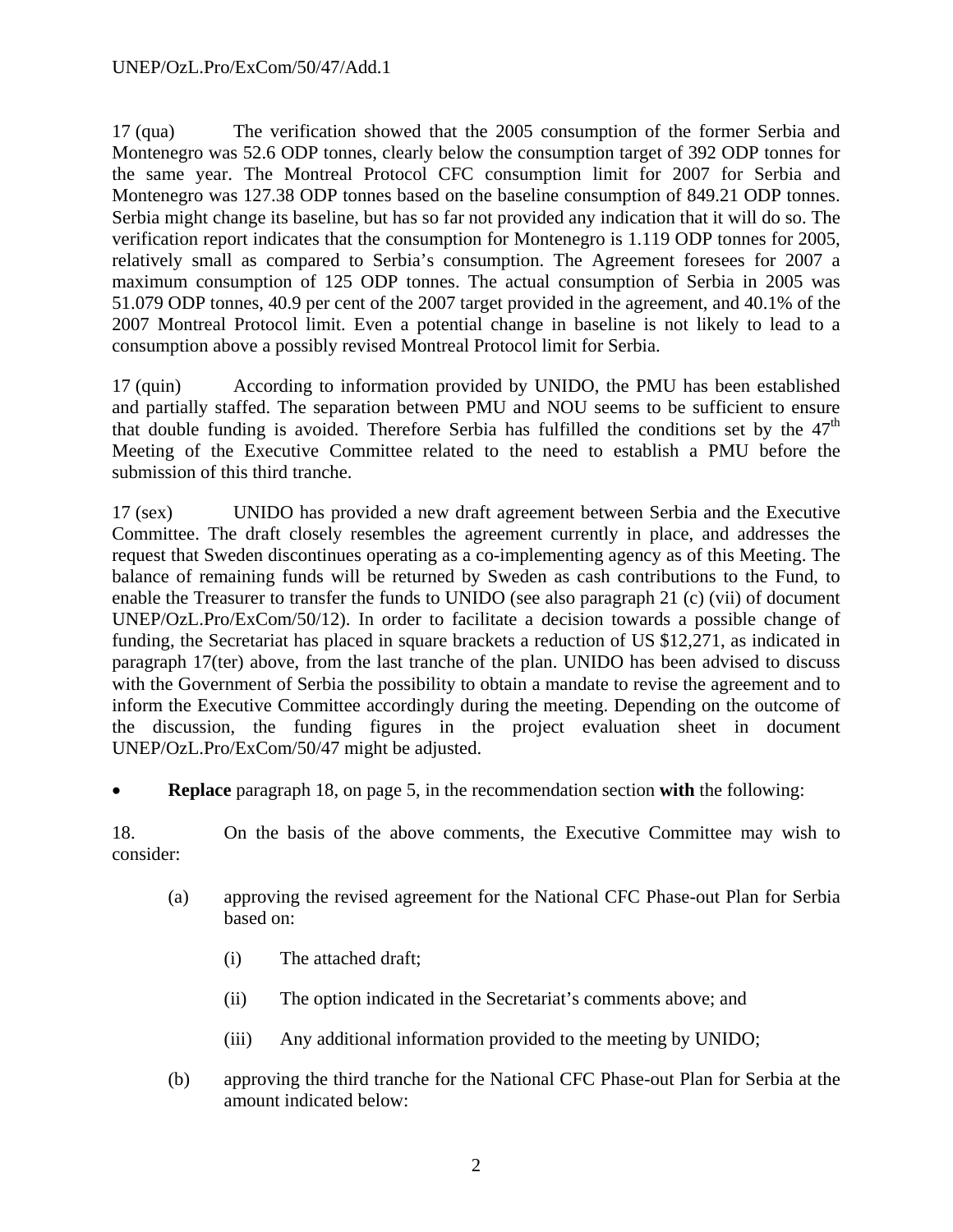17 (qua) The verification showed that the 2005 consumption of the former Serbia and Montenegro was 52.6 ODP tonnes, clearly below the consumption target of 392 ODP tonnes for the same year. The Montreal Protocol CFC consumption limit for 2007 for Serbia and Montenegro was 127.38 ODP tonnes based on the baseline consumption of 849.21 ODP tonnes. Serbia might change its baseline, but has so far not provided any indication that it will do so. The verification report indicates that the consumption for Montenegro is 1.119 ODP tonnes for 2005, relatively small as compared to Serbia's consumption. The Agreement foresees for 2007 a maximum consumption of 125 ODP tonnes. The actual consumption of Serbia in 2005 was 51.079 ODP tonnes, 40.9 per cent of the 2007 target provided in the agreement, and 40.1% of the 2007 Montreal Protocol limit. Even a potential change in baseline is not likely to lead to a consumption above a possibly revised Montreal Protocol limit for Serbia.

17 (quin) According to information provided by UNIDO, the PMU has been established and partially staffed. The separation between PMU and NOU seems to be sufficient to ensure that double funding is avoided. Therefore Serbia has fulfilled the conditions set by the 47th Meeting of the Executive Committee related to the need to establish a PMU before the submission of this third tranche.

17 (sex) UNIDO has provided a new draft agreement between Serbia and the Executive Committee. The draft closely resembles the agreement currently in place, and addresses the request that Sweden discontinues operating as a co-implementing agency as of this Meeting. The balance of remaining funds will be returned by Sweden as cash contributions to the Fund, to enable the Treasurer to transfer the funds to UNIDO (see also paragraph 21 (c) (vii) of document UNEP/OzL.Pro/ExCom/50/12). In order to facilitate a decision towards a possible change of funding, the Secretariat has placed in square brackets a reduction of US $12,271, as indicated in paragraph 17(ter) above, from the last tranche of the plan. UNIDO has been advised to discuss with the Government of Serbia the possibility to obtain a mandate to revise the agreement and to inform the Executive Committee accordingly during the meeting. Depending on the outcome of the discussion, the funding figures in the project evaluation sheet in document UNEP/OzL.Pro/ExCom/50/47 might be adjusted.

- **Replace** paragraph 18, on page 5, in the recommendation section **with** the following:

18. On the basis of the above comments, the Executive Committee may wish to consider:

   (a) approving the revised agreement for the National CFC Phase-out Plan for Serbia based on:

      (i) The attached draft;

      (ii) The option indicated in the Secretariat's comments above; and

      (iii) Any additional information provided to the meeting by UNIDO;

   (b) approving the third tranche for the National CFC Phase-out Plan for Serbia at the amount indicated below: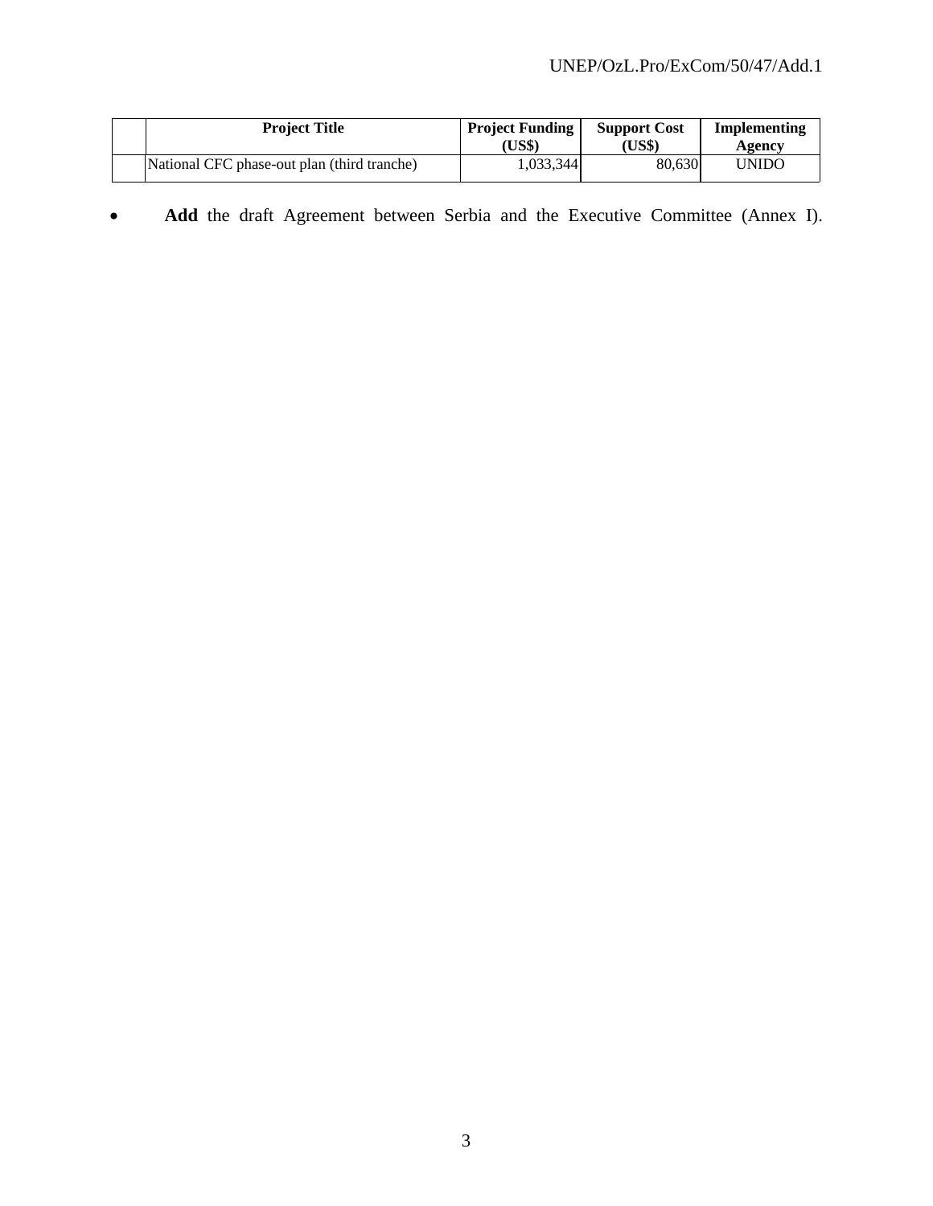| | Project Title | Project Funding (US$) | Support Cost (US$) | Implementing Agency |
|---|---|---|---|---|
| | National CFC phase-out plan (third tranche) | 1,033,344 | 80,630 | UNIDO |

- **Add** the draft Agreement between Serbia and the Executive Committee (Annex I).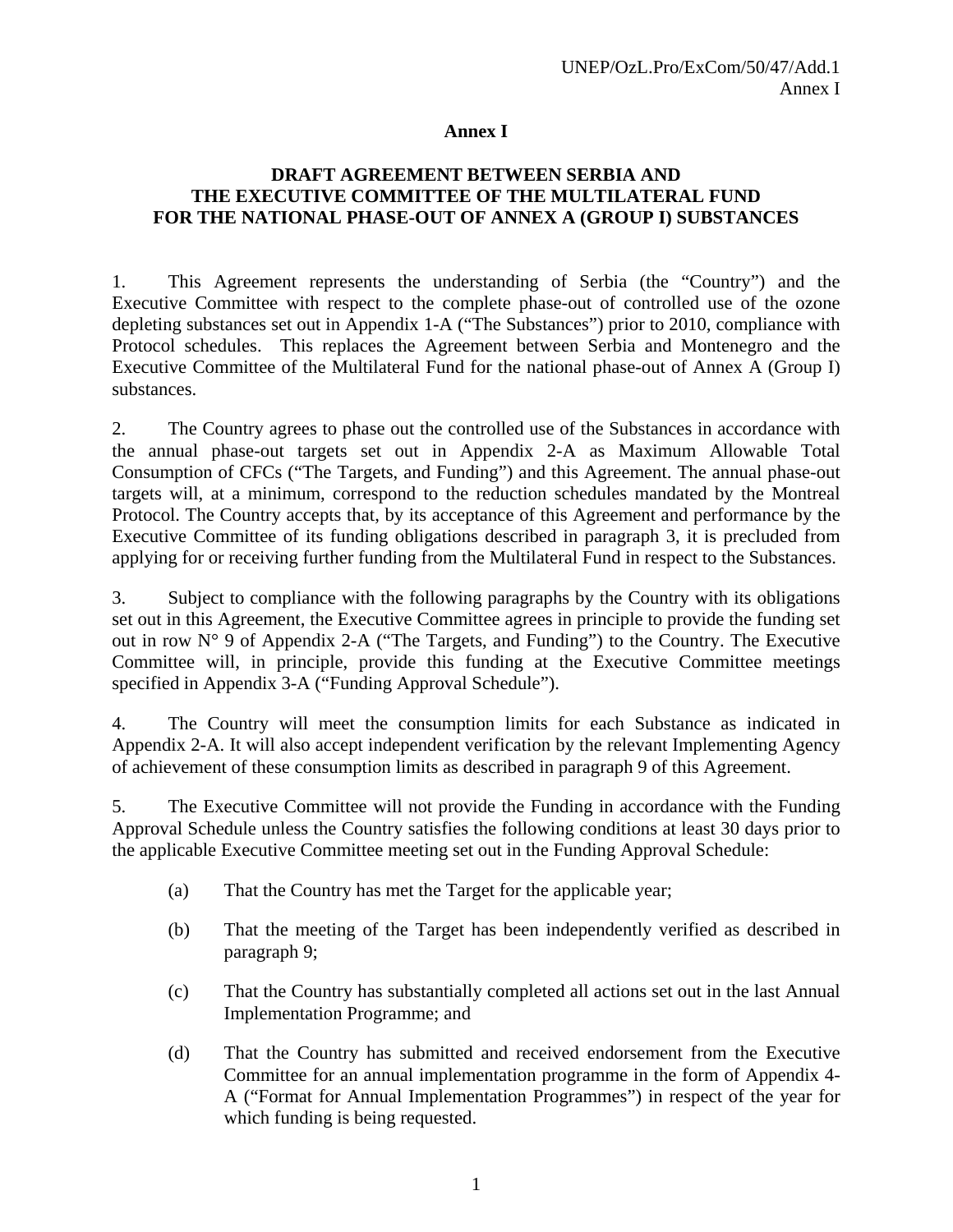# Annex I

## DRAFT AGREEMENT BETWEEN SERBIA AND THE EXECUTIVE COMMITTEE OF THE MULTILATERAL FUND FOR THE NATIONAL PHASE-OUT OF ANNEX A (GROUP I) SUBSTANCES

1. This Agreement represents the understanding of Serbia (the "Country") and the Executive Committee with respect to the complete phase-out of controlled use of the ozone depleting substances set out in Appendix 1-A ("The Substances") prior to 2010, compliance with Protocol schedules. This replaces the Agreement between Serbia and Montenegro and the Executive Committee of the Multilateral Fund for the national phase-out of Annex A (Group I) substances.

2. The Country agrees to phase out the controlled use of the Substances in accordance with the annual phase-out targets set out in Appendix 2-A as Maximum Allowable Total Consumption of CFCs ("The Targets, and Funding") and this Agreement. The annual phase-out targets will, at a minimum, correspond to the reduction schedules mandated by the Montreal Protocol. The Country accepts that, by its acceptance of this Agreement and performance by the Executive Committee of its funding obligations described in paragraph 3, it is precluded from applying for or receiving further funding from the Multilateral Fund in respect to the Substances.

3. Subject to compliance with the following paragraphs by the Country with its obligations set out in this Agreement, the Executive Committee agrees in principle to provide the funding set out in row N° 9 of Appendix 2-A ("The Targets, and Funding") to the Country. The Executive Committee will, in principle, provide this funding at the Executive Committee meetings specified in Appendix 3-A ("Funding Approval Schedule").

4. The Country will meet the consumption limits for each Substance as indicated in Appendix 2-A. It will also accept independent verification by the relevant Implementing Agency of achievement of these consumption limits as described in paragraph 9 of this Agreement.

5. The Executive Committee will not provide the Funding in accordance with the Funding Approval Schedule unless the Country satisfies the following conditions at least 30 days prior to the applicable Executive Committee meeting set out in the Funding Approval Schedule:

   (a) That the Country has met the Target for the applicable year;

   (b) That the meeting of the Target has been independently verified as described in paragraph 9;

   (c) That the Country has substantially completed all actions set out in the last Annual Implementation Programme; and

   (d) That the Country has submitted and received endorsement from the Executive Committee for an annual implementation programme in the form of Appendix 4-A ("Format for Annual Implementation Programmes") in respect of the year for which funding is being requested.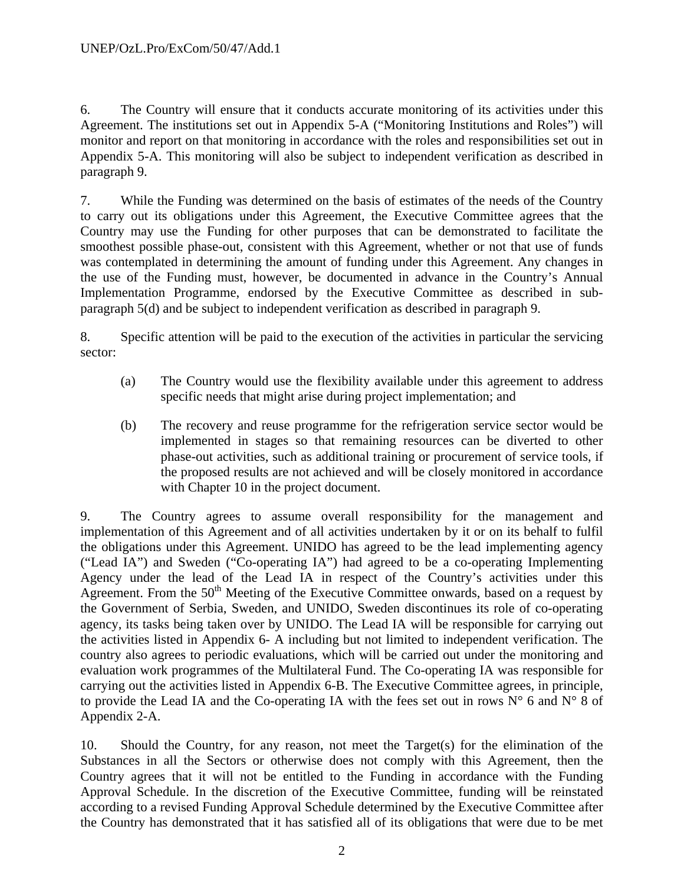6. The Country will ensure that it conducts accurate monitoring of its activities under this Agreement. The institutions set out in Appendix 5-A ("Monitoring Institutions and Roles") will monitor and report on that monitoring in accordance with the roles and responsibilities set out in Appendix 5-A. This monitoring will also be subject to independent verification as described in paragraph 9.

7. While the Funding was determined on the basis of estimates of the needs of the Country to carry out its obligations under this Agreement, the Executive Committee agrees that the Country may use the Funding for other purposes that can be demonstrated to facilitate the smoothest possible phase-out, consistent with this Agreement, whether or not that use of funds was contemplated in determining the amount of funding under this Agreement. Any changes in the use of the Funding must, however, be documented in advance in the Country's Annual Implementation Programme, endorsed by the Executive Committee as described in sub-paragraph 5(d) and be subject to independent verification as described in paragraph 9.

8. Specific attention will be paid to the execution of the activities in particular the servicing sector:

(a) The Country would use the flexibility available under this agreement to address specific needs that might arise during project implementation; and

(b) The recovery and reuse programme for the refrigeration service sector would be implemented in stages so that remaining resources can be diverted to other phase-out activities, such as additional training or procurement of service tools, if the proposed results are not achieved and will be closely monitored in accordance with Chapter 10 in the project document.

9. The Country agrees to assume overall responsibility for the management and implementation of this Agreement and of all activities undertaken by it or on its behalf to fulfil the obligations under this Agreement. UNIDO has agreed to be the lead implementing agency ("Lead IA") and Sweden ("Co-operating IA") had agreed to be a co-operating Implementing Agency under the lead of the Lead IA in respect of the Country's activities under this Agreement. From the 50th Meeting of the Executive Committee onwards, based on a request by the Government of Serbia, Sweden, and UNIDO, Sweden discontinues its role of co-operating agency, its tasks being taken over by UNIDO. The Lead IA will be responsible for carrying out the activities listed in Appendix 6- A including but not limited to independent verification. The country also agrees to periodic evaluations, which will be carried out under the monitoring and evaluation work programmes of the Multilateral Fund. The Co-operating IA was responsible for carrying out the activities listed in Appendix 6-B. The Executive Committee agrees, in principle, to provide the Lead IA and the Co-operating IA with the fees set out in rows N° 6 and N° 8 of Appendix 2-A.

10. Should the Country, for any reason, not meet the Target(s) for the elimination of the Substances in all the Sectors or otherwise does not comply with this Agreement, then the Country agrees that it will not be entitled to the Funding in accordance with the Funding Approval Schedule. In the discretion of the Executive Committee, funding will be reinstated according to a revised Funding Approval Schedule determined by the Executive Committee after the Country has demonstrated that it has satisfied all of its obligations that were due to be met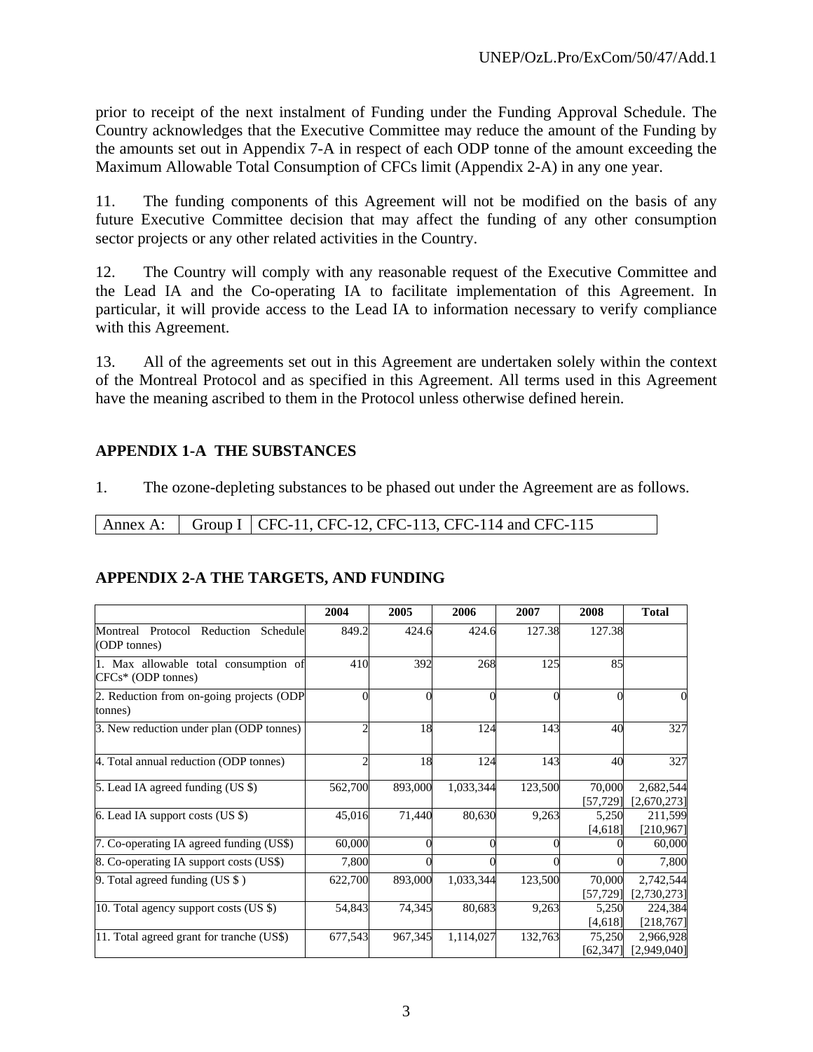prior to receipt of the next instalment of Funding under the Funding Approval Schedule. The Country acknowledges that the Executive Committee may reduce the amount of the Funding by the amounts set out in Appendix 7-A in respect of each ODP tonne of the amount exceeding the Maximum Allowable Total Consumption of CFCs limit (Appendix 2-A) in any one year.

11. The funding components of this Agreement will not be modified on the basis of any future Executive Committee decision that may affect the funding of any other consumption sector projects or any other related activities in the Country.

12. The Country will comply with any reasonable request of the Executive Committee and the Lead IA and the Co-operating IA to facilitate implementation of this Agreement. In particular, it will provide access to the Lead IA to information necessary to verify compliance with this Agreement.

13. All of the agreements set out in this Agreement are undertaken solely within the context of the Montreal Protocol and as specified in this Agreement. All terms used in this Agreement have the meaning ascribed to them in the Protocol unless otherwise defined herein.

## APPENDIX 1-A THE SUBSTANCES

1. The ozone-depleting substances to be phased out under the Agreement are as follows.

| Annex A: | Group I | CFC-11, CFC-12, CFC-113, CFC-114 and CFC-115 |
|---|---|---|

## APPENDIX 2-A THE TARGETS, AND FUNDING

| | 2004 | 2005 | 2006 | 2007 | 2008 | Total |
|---|---|---|---|---|---|---|
| Montreal Protocol Reduction Schedule (ODP tonnes) | 849.2 | 424.6 | 424.6 | 127.38 | 127.38 | |
| 1. Max allowable total consumption of CFCs* (ODP tonnes) | 410 | 392 | 268 | 125 | 85 | |
| 2. Reduction from on-going projects (ODP tonnes) | 0 | 0 | 0 | 0 | 0 | 0 |
| 3. New reduction under plan (ODP tonnes) | 2 | 18 | 124 | 143 | 40 | 327 |
| 4. Total annual reduction (ODP tonnes) | 2 | 18 | 124 | 143 | 40 | 327 |
| 5. Lead IA agreed funding (US $) | 562,700 | 893,000 | 1,033,344 | 123,500 | 70,000 [57,729] | 2,682,544 [2,670,273] |
| 6. Lead IA support costs (US $) | 45,016 | 71,440 | 80,630 | 9,263 | 5,250 [4,618] | 211,599 [210,967] |
| 7. Co-operating IA agreed funding (US$) | 60,000 | 0 | 0 | 0 | 0 | 60,000 |
| 8. Co-operating IA support costs (US$) | 7,800 | 0 | 0 | 0 | 0 | 7,800 |
| 9. Total agreed funding (US $ ) | 622,700 | 893,000 | 1,033,344 | 123,500 | 70,000 [57,729] | 2,742,544 [2,730,273] |
| 10. Total agency support costs (US $) | 54,843 | 74,345 | 80,683 | 9,263 | 5,250 [4,618] | 224,384 [218,767] |
| 11. Total agreed grant for tranche (US$) | 677,543 | 967,345 | 1,114,027 | 132,763 | 75,250 [62,347] | 2,966,928 [2,949,040] |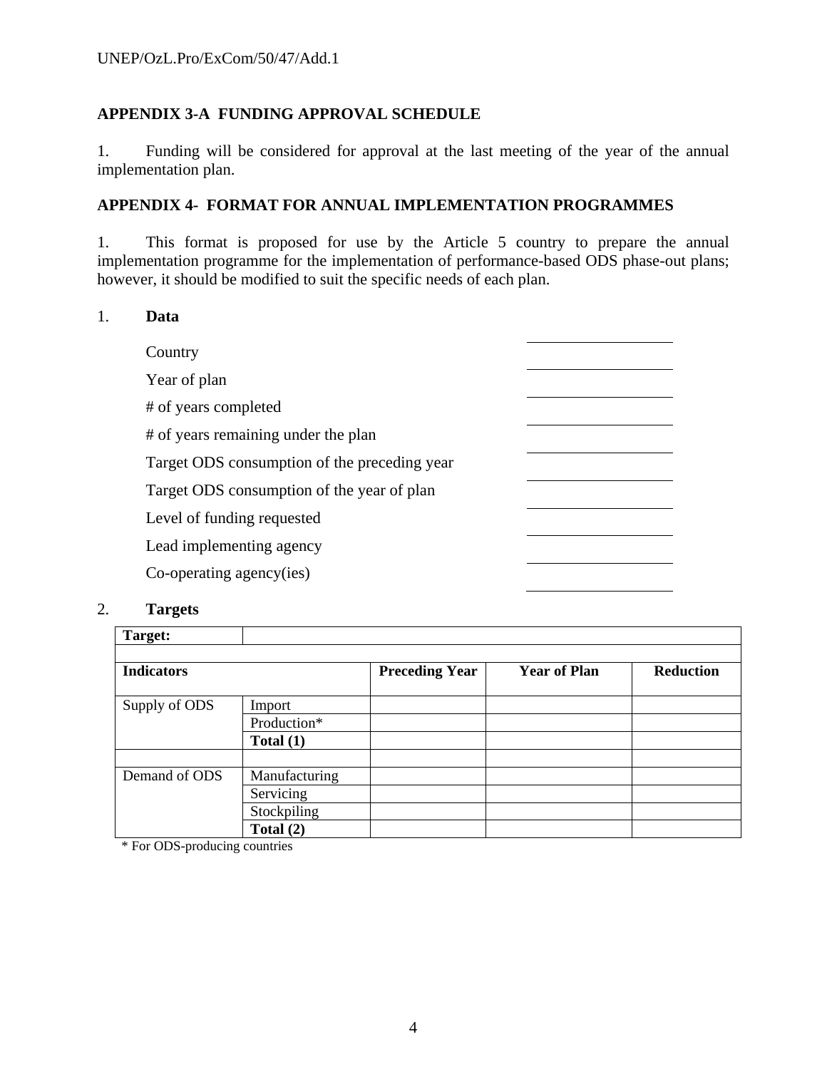## APPENDIX 3-A FUNDING APPROVAL SCHEDULE

1. Funding will be considered for approval at the last meeting of the year of the annual implementation plan.

## APPENDIX 4- FORMAT FOR ANNUAL IMPLEMENTATION PROGRAMMES

1. This format is proposed for use by the Article 5 country to prepare the annual implementation programme for the implementation of performance-based ODS phase-out plans; however, it should be modified to suit the specific needs of each plan.

1. **Data**

| | |
|---|---|
| Country | ____________________ |
| Year of plan | ____________________ |
| # of years completed | ____________________ |
| # of years remaining under the plan | ____________________ |
| Target ODS consumption of the preceding year | ____________________ |
| Target ODS consumption of the year of plan | ____________________ |
| Level of funding requested | ____________________ |
| Lead implementing agency | ____________________ |
| Co-operating agency(ies) | ____________________ |

2. **Targets**

| **Target:** | | | | | |
|---|---|---|---|---|---|
| | | | | | |
| **Indicators** | | **Preceding Year** | **Year of Plan** | **Reduction** |
| Supply of ODS | Import | | | |
| | Production* | | | |
| | **Total (1)** | | | |
| | | | | |
| Demand of ODS | Manufacturing | | | |
| | Servicing | | | |
| | Stockpiling | | | |
| | **Total (2)** | | | |

\* For ODS-producing countries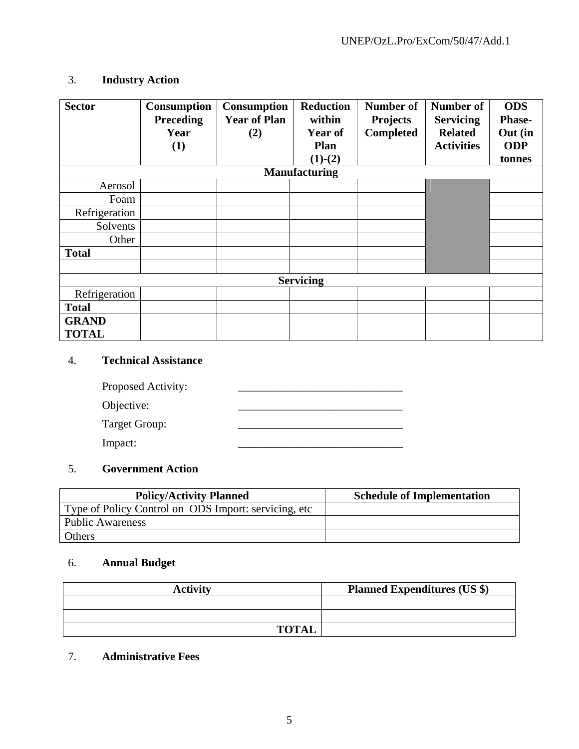3. **Industry Action**

| Sector | Consumption Preceding Year (1) | Consumption Year of Plan (2) | Reduction within Year of Plan (1)-(2) | Number of Projects Completed | Number of Servicing Related Activities | ODS Phase-Out (in ODP tonnes |
|---|---|---|---|---|---|---|
| **Manufacturing** | | | | | | |
| Aerosol | | | | | | |
| Foam | | | | | | |
| Refrigeration | | | | | | |
| Solvents | | | | | | |
| Other | | | | | | |
| **Total** | | | | | | |
| | | | | | | |
| **Servicing** | | | | | | |
| Refrigeration | | | | | | |
| **Total** | | | | | | |
| **GRAND TOTAL** | | | | | | |

4. **Technical Assistance**

Proposed Activity: ______________________________

Objective: ______________________________

Target Group: ______________________________

Impact: ______________________________

5. **Government Action**

| Policy/Activity Planned | Schedule of Implementation |
|---|---|
| Type of Policy Control on ODS Import: servicing, etc | |
| Public Awareness | |
| Others | |

6. **Annual Budget**

| Activity | Planned Expenditures (US $) |
|---|---|
| | |
| | |
| **TOTAL** | |

7. **Administrative Fees**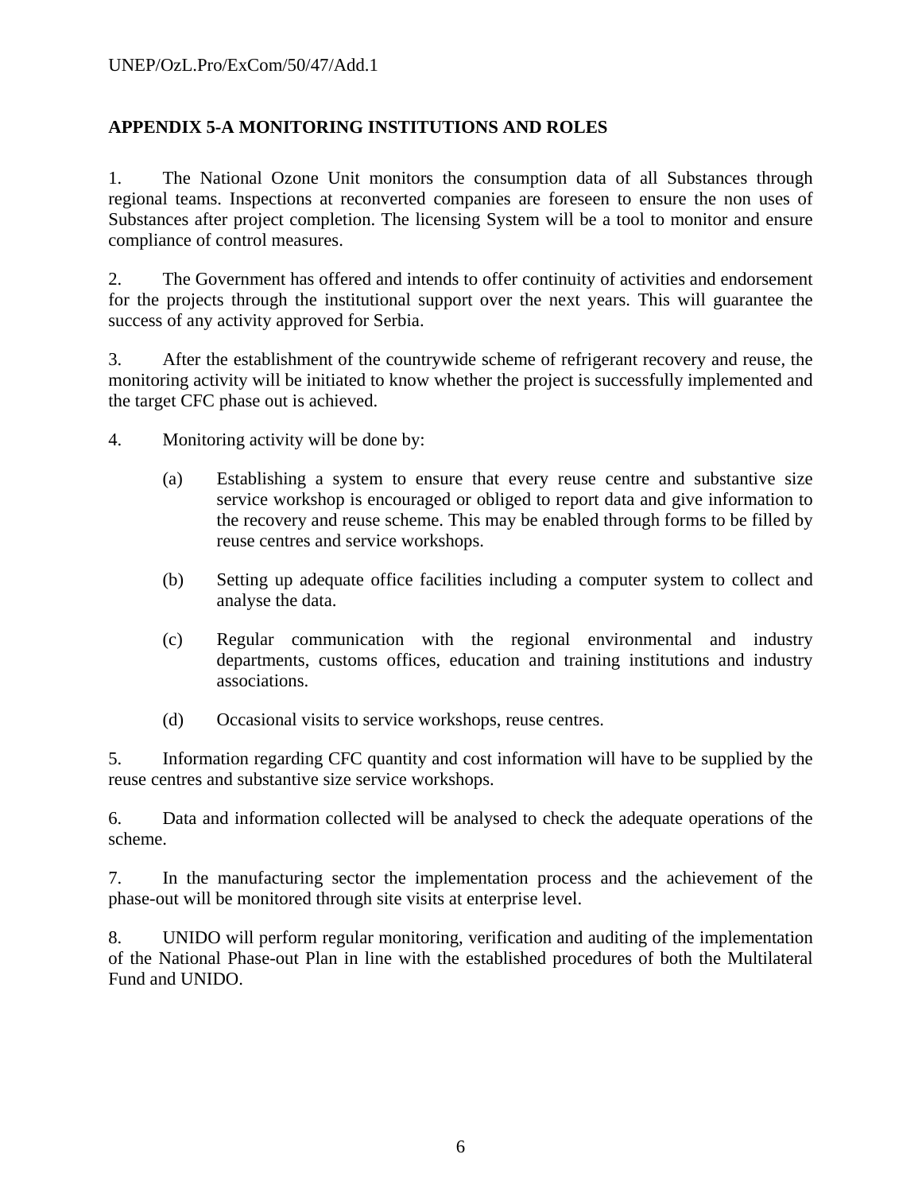**APPENDIX 5-A MONITORING INSTITUTIONS AND ROLES**

1. The National Ozone Unit monitors the consumption data of all Substances through regional teams. Inspections at reconverted companies are foreseen to ensure the non uses of Substances after project completion. The licensing System will be a tool to monitor and ensure compliance of control measures.

2. The Government has offered and intends to offer continuity of activities and endorsement for the projects through the institutional support over the next years. This will guarantee the success of any activity approved for Serbia.

3. After the establishment of the countrywide scheme of refrigerant recovery and reuse, the monitoring activity will be initiated to know whether the project is successfully implemented and the target CFC phase out is achieved.

4. Monitoring activity will be done by:

   (a) Establishing a system to ensure that every reuse centre and substantive size service workshop is encouraged or obliged to report data and give information to the recovery and reuse scheme. This may be enabled through forms to be filled by reuse centres and service workshops.

   (b) Setting up adequate office facilities including a computer system to collect and analyse the data.

   (c) Regular communication with the regional environmental and industry departments, customs offices, education and training institutions and industry associations.

   (d) Occasional visits to service workshops, reuse centres.

5. Information regarding CFC quantity and cost information will have to be supplied by the reuse centres and substantive size service workshops.

6. Data and information collected will be analysed to check the adequate operations of the scheme.

7. In the manufacturing sector the implementation process and the achievement of the phase-out will be monitored through site visits at enterprise level.

8. UNIDO will perform regular monitoring, verification and auditing of the implementation of the National Phase-out Plan in line with the established procedures of both the Multilateral Fund and UNIDO.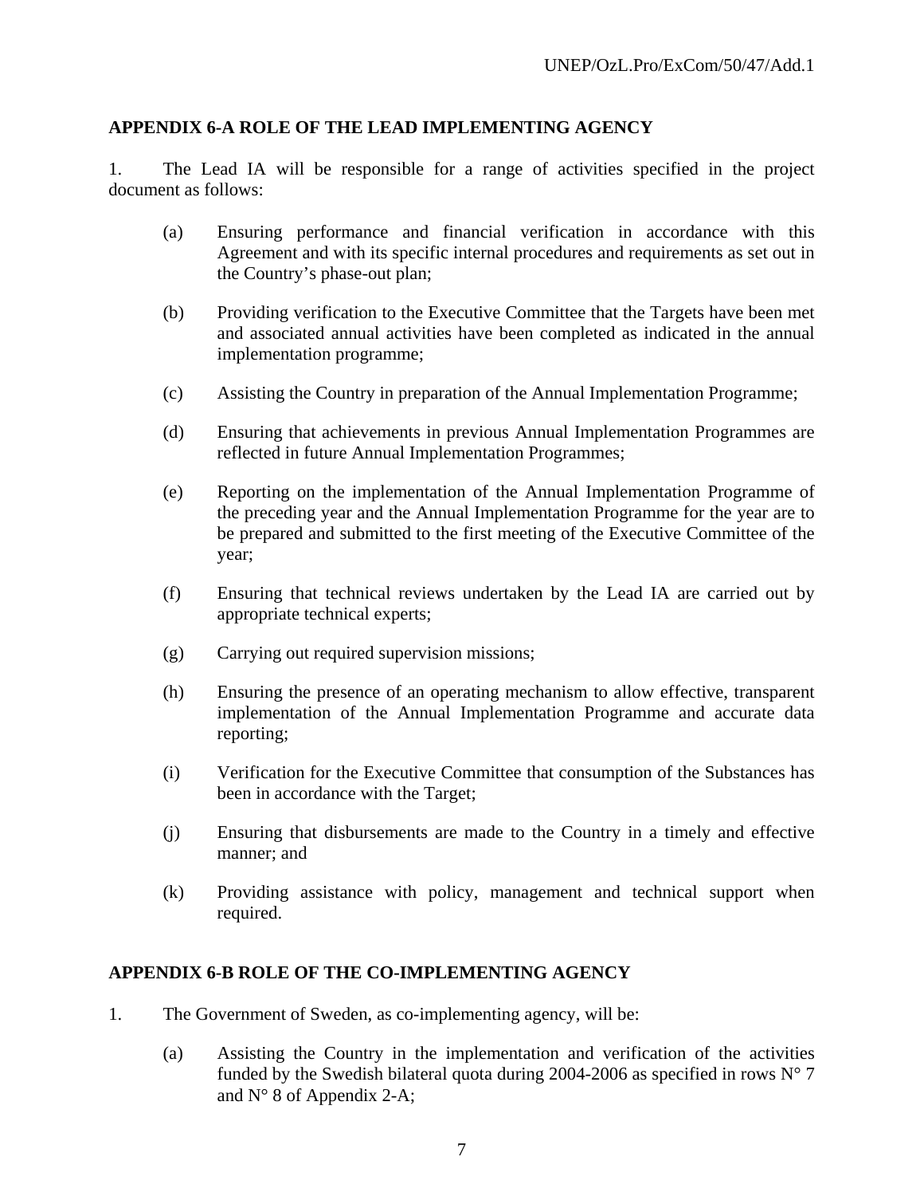## APPENDIX 6-A ROLE OF THE LEAD IMPLEMENTING AGENCY

1. The Lead IA will be responsible for a range of activities specified in the project document as follows:

   (a) Ensuring performance and financial verification in accordance with this Agreement and with its specific internal procedures and requirements as set out in the Country's phase-out plan;

   (b) Providing verification to the Executive Committee that the Targets have been met and associated annual activities have been completed as indicated in the annual implementation programme;

   (c) Assisting the Country in preparation of the Annual Implementation Programme;

   (d) Ensuring that achievements in previous Annual Implementation Programmes are reflected in future Annual Implementation Programmes;

   (e) Reporting on the implementation of the Annual Implementation Programme of the preceding year and the Annual Implementation Programme for the year are to be prepared and submitted to the first meeting of the Executive Committee of the year;

   (f) Ensuring that technical reviews undertaken by the Lead IA are carried out by appropriate technical experts;

   (g) Carrying out required supervision missions;

   (h) Ensuring the presence of an operating mechanism to allow effective, transparent implementation of the Annual Implementation Programme and accurate data reporting;

   (i) Verification for the Executive Committee that consumption of the Substances has been in accordance with the Target;

   (j) Ensuring that disbursements are made to the Country in a timely and effective manner; and

   (k) Providing assistance with policy, management and technical support when required.

## APPENDIX 6-B ROLE OF THE CO-IMPLEMENTING AGENCY

1. The Government of Sweden, as co-implementing agency, will be:

   (a) Assisting the Country in the implementation and verification of the activities funded by the Swedish bilateral quota during 2004-2006 as specified in rows N° 7 and N° 8 of Appendix 2-A;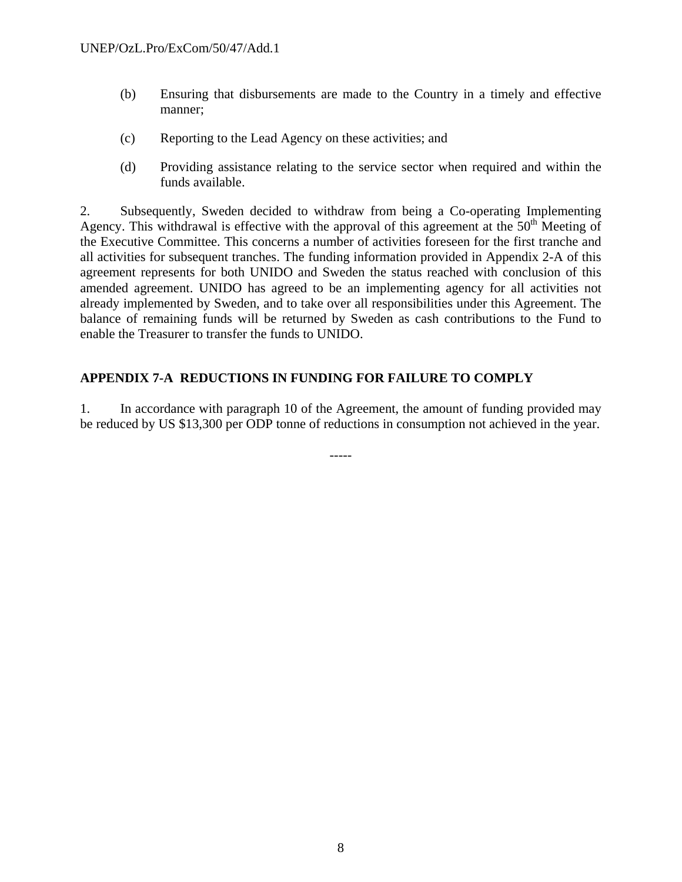(b) Ensuring that disbursements are made to the Country in a timely and effective manner;

(c) Reporting to the Lead Agency on these activities; and

(d) Providing assistance relating to the service sector when required and within the funds available.

2. Subsequently, Sweden decided to withdraw from being a Co-operating Implementing Agency. This withdrawal is effective with the approval of this agreement at the 50th Meeting of the Executive Committee. This concerns a number of activities foreseen for the first tranche and all activities for subsequent tranches. The funding information provided in Appendix 2-A of this agreement represents for both UNIDO and Sweden the status reached with conclusion of this amended agreement. UNIDO has agreed to be an implementing agency for all activities not already implemented by Sweden, and to take over all responsibilities under this Agreement. The balance of remaining funds will be returned by Sweden as cash contributions to the Fund to enable the Treasurer to transfer the funds to UNIDO.

**APPENDIX 7-A REDUCTIONS IN FUNDING FOR FAILURE TO COMPLY**

1. In accordance with paragraph 10 of the Agreement, the amount of funding provided may be reduced by US $13,300 per ODP tonne of reductions in consumption not achieved in the year.

-----